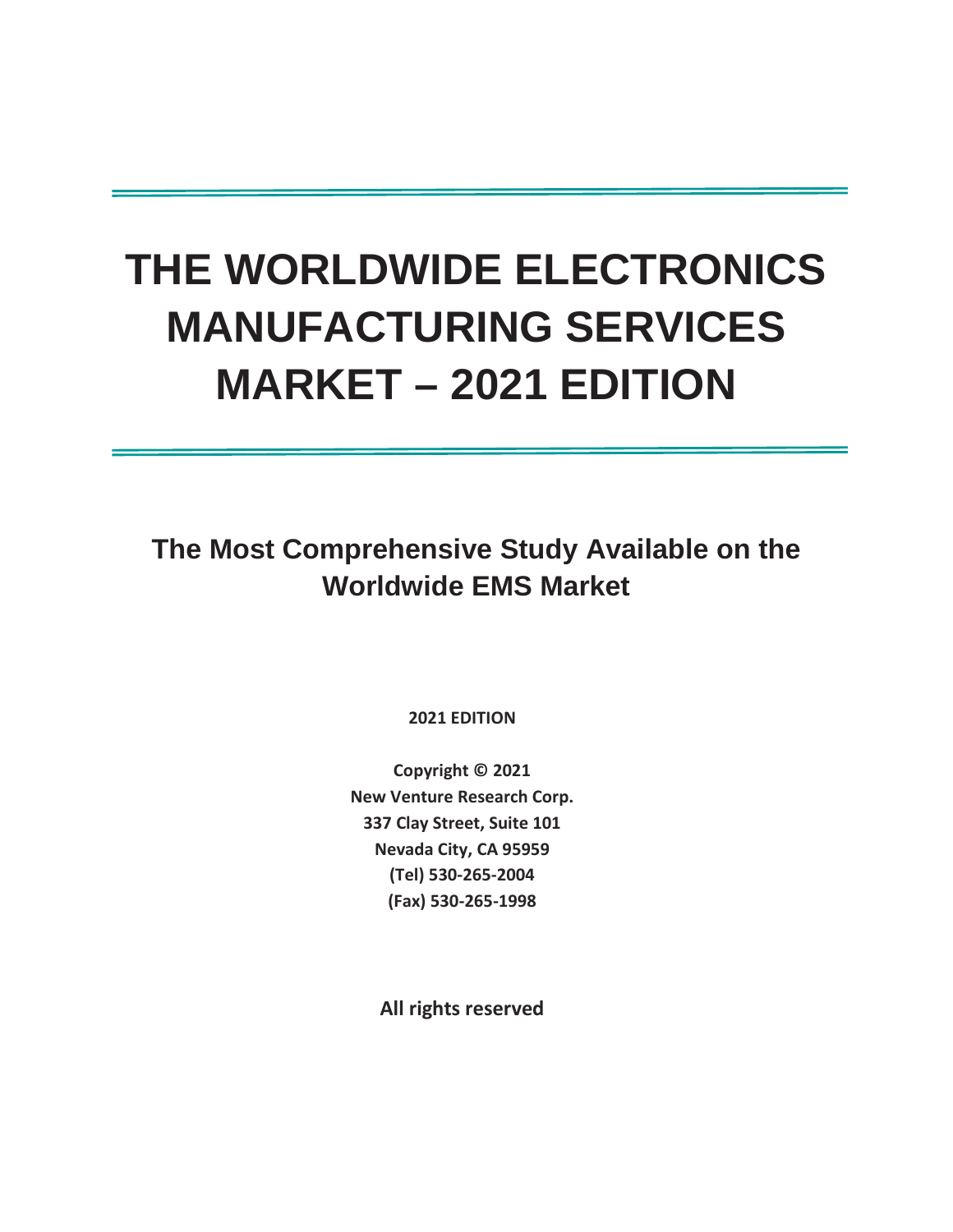# THE WORLDWIDE ELECTRONICS MANUFACTURING SERVICES MARKET – 2021 EDITION

## The Most Comprehensive Study Available on the Worldwide EMS Market

**2021 EDITION**

**Copyright © 2021**
**New Venture Research Corp.**
**337 Clay Street, Suite 101**
**Nevada City, CA 95959**
**(Tel) 530-265-2004**
**(Fax) 530-265-1998**

**All rights reserved**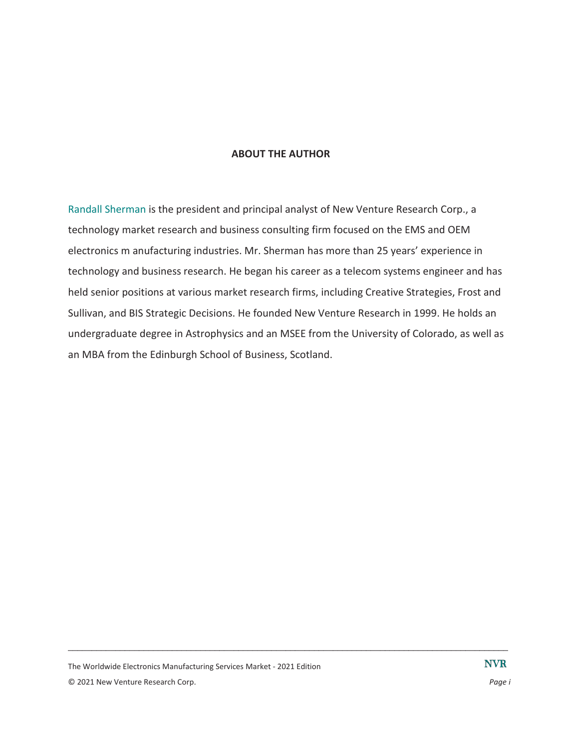## ABOUT THE AUTHOR

Randall Sherman is the president and principal analyst of New Venture Research Corp., a technology market research and business consulting firm focused on the EMS and OEM electronics m anufacturing industries. Mr. Sherman has more than 25 years' experience in technology and business research. He began his career as a telecom systems engineer and has held senior positions at various market research firms, including Creative Strategies, Frost and Sullivan, and BIS Strategic Decisions. He founded New Venture Research in 1999. He holds an undergraduate degree in Astrophysics and an MSEE from the University of Colorado, as well as an MBA from the Edinburgh School of Business, Scotland.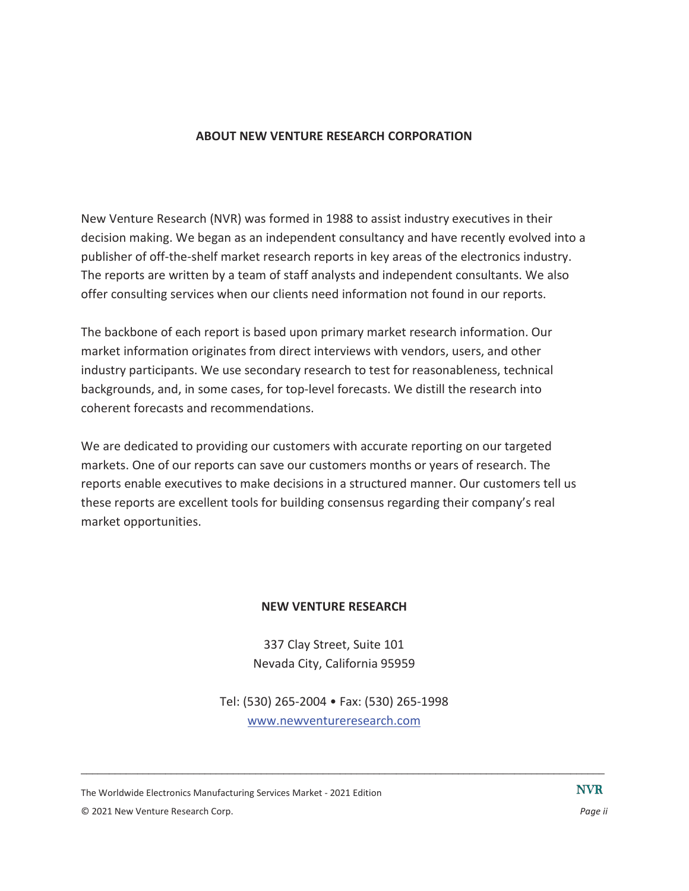## ABOUT NEW VENTURE RESEARCH CORPORATION

New Venture Research (NVR) was formed in 1988 to assist industry executives in their decision making. We began as an independent consultancy and have recently evolved into a publisher of off-the-shelf market research reports in key areas of the electronics industry. The reports are written by a team of staff analysts and independent consultants. We also offer consulting services when our clients need information not found in our reports.

The backbone of each report is based upon primary market research information. Our market information originates from direct interviews with vendors, users, and other industry participants. We use secondary research to test for reasonableness, technical backgrounds, and, in some cases, for top-level forecasts. We distill the research into coherent forecasts and recommendations.

We are dedicated to providing our customers with accurate reporting on our targeted markets. One of our reports can save our customers months or years of research. The reports enable executives to make decisions in a structured manner. Our customers tell us these reports are excellent tools for building consensus regarding their company's real market opportunities.

**NEW VENTURE RESEARCH**

337 Clay Street, Suite 101
Nevada City, California 95959

Tel: (530) 265-2004 • Fax: (530) 265-1998
www.newventureresearch.com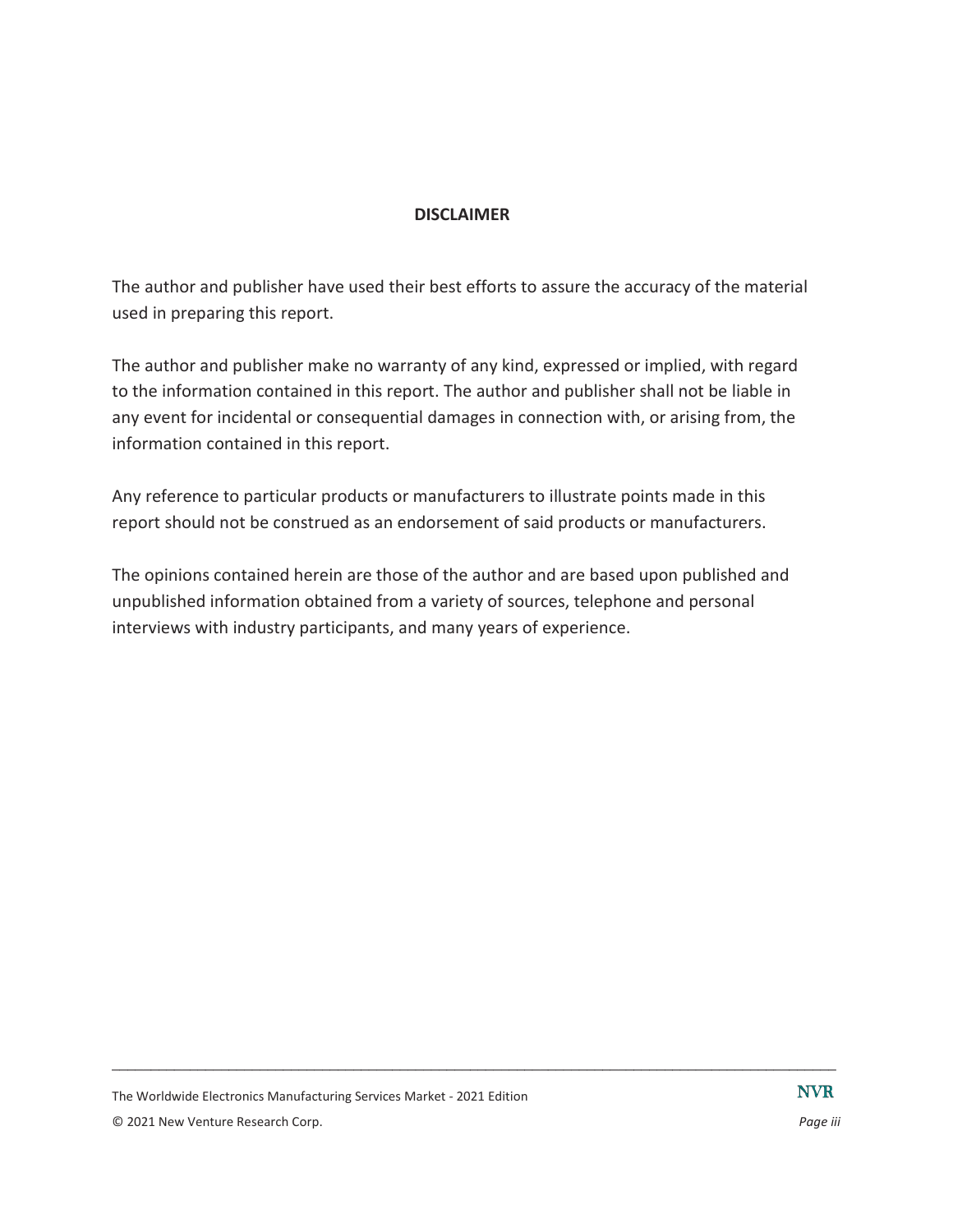## DISCLAIMER

The author and publisher have used their best efforts to assure the accuracy of the material used in preparing this report.

The author and publisher make no warranty of any kind, expressed or implied, with regard to the information contained in this report. The author and publisher shall not be liable in any event for incidental or consequential damages in connection with, or arising from, the information contained in this report.

Any reference to particular products or manufacturers to illustrate points made in this report should not be construed as an endorsement of said products or manufacturers.

The opinions contained herein are those of the author and are based upon published and unpublished information obtained from a variety of sources, telephone and personal interviews with industry participants, and many years of experience.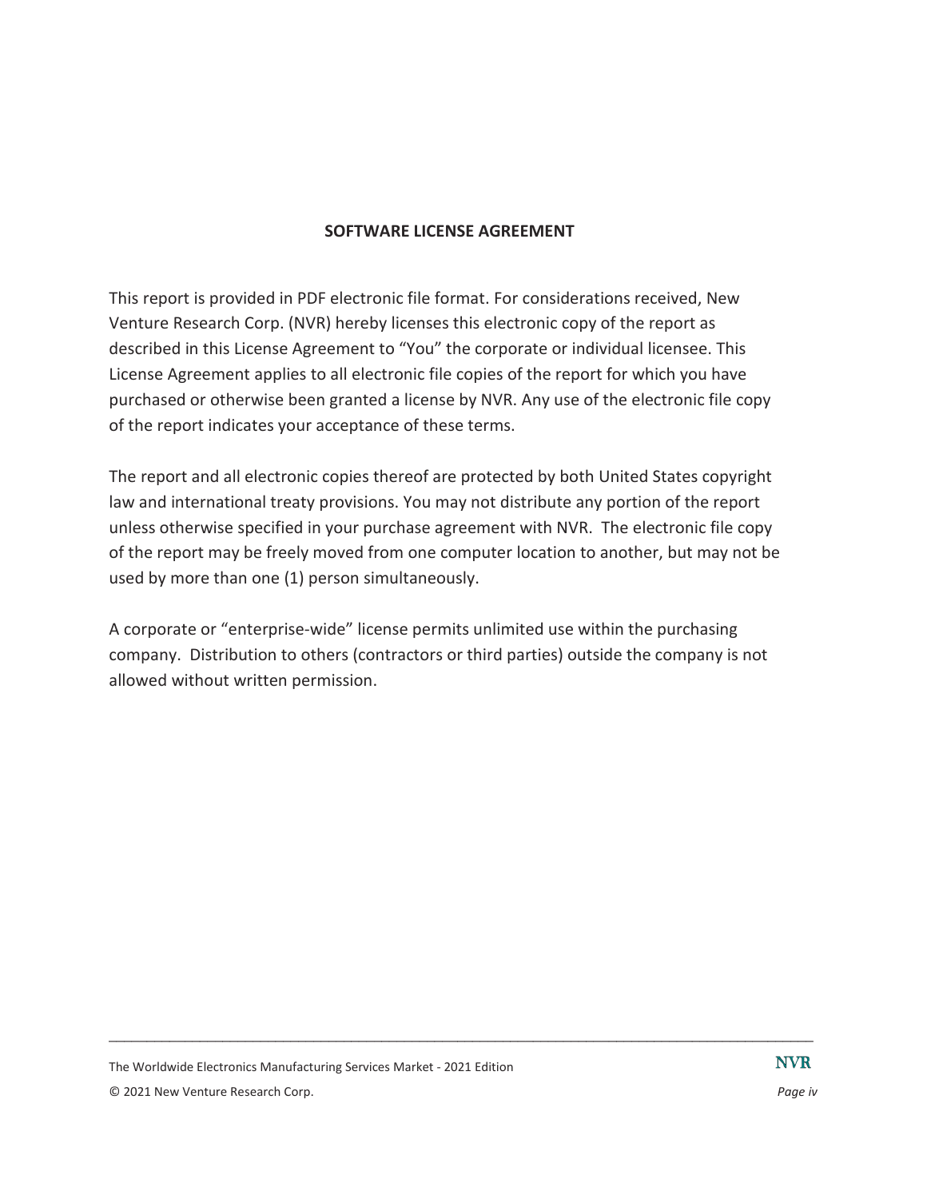## SOFTWARE LICENSE AGREEMENT

This report is provided in PDF electronic file format. For considerations received, New Venture Research Corp. (NVR) hereby licenses this electronic copy of the report as described in this License Agreement to "You" the corporate or individual licensee. This License Agreement applies to all electronic file copies of the report for which you have purchased or otherwise been granted a license by NVR. Any use of the electronic file copy of the report indicates your acceptance of these terms.

The report and all electronic copies thereof are protected by both United States copyright law and international treaty provisions. You may not distribute any portion of the report unless otherwise specified in your purchase agreement with NVR. The electronic file copy of the report may be freely moved from one computer location to another, but may not be used by more than one (1) person simultaneously.

A corporate or "enterprise-wide" license permits unlimited use within the purchasing company. Distribution to others (contractors or third parties) outside the company is not allowed without written permission.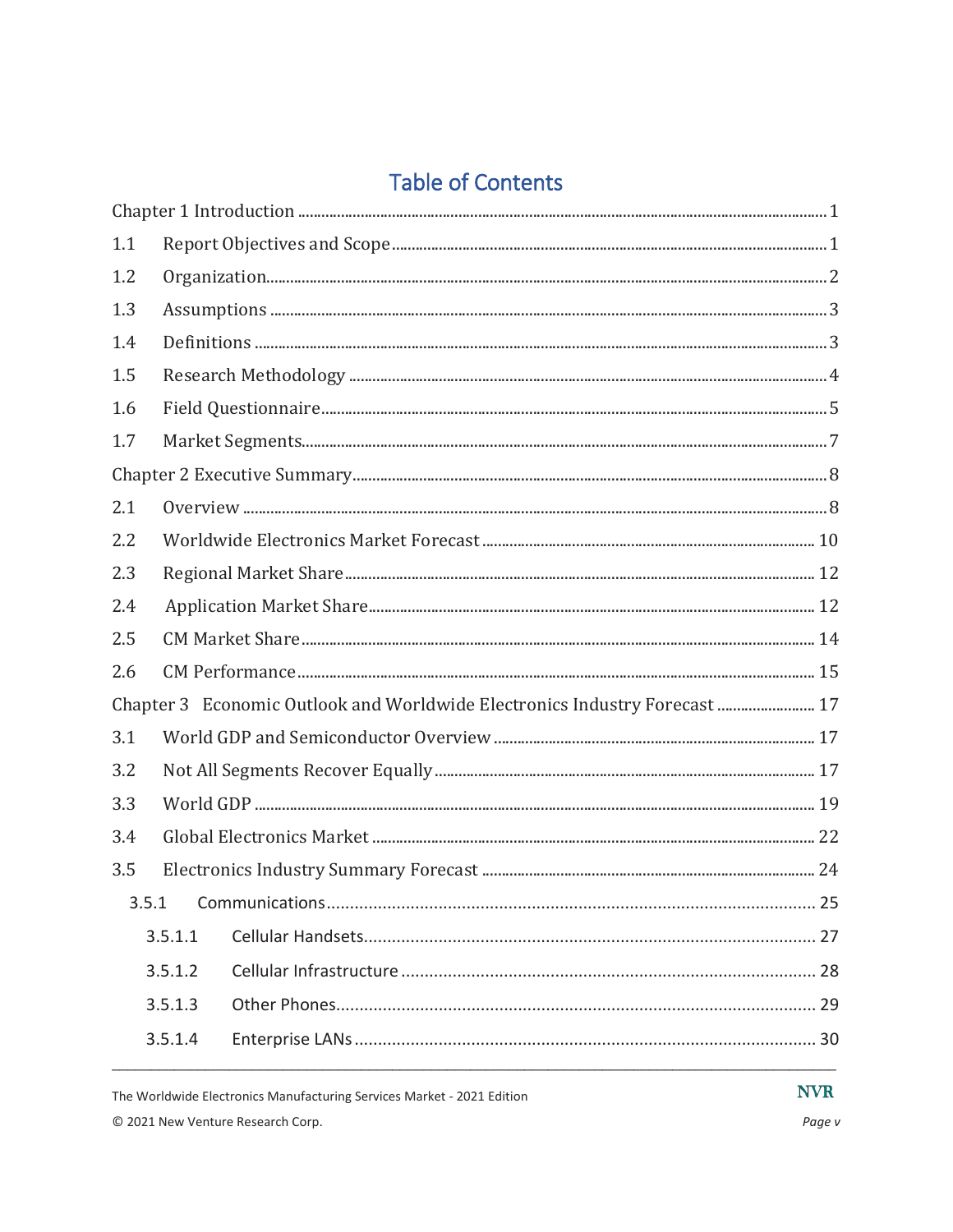# Table of Contents

Chapter 1 Introduction ........................................................................................................ 1

1.1 Report Objectives and Scope ........................................................................................ 1

1.2 Organization ................................................................................................................... 2

1.3 Assumptions ................................................................................................................... 3

1.4 Definitions ...................................................................................................................... 3

1.5 Research Methodology .................................................................................................. 4

1.6 Field Questionnaire ....................................................................................................... 5

1.7 Market Segments ........................................................................................................... 7

Chapter 2 Executive Summary ............................................................................................. 8

2.1 Overview ........................................................................................................................ 8

2.2 Worldwide Electronics Market Forecast .................................................................... 10

2.3 Regional Market Share ................................................................................................ 12

2.4 Application Market Share ........................................................................................... 12

2.5 CM Market Share ......................................................................................................... 14

2.6 CM Performance .......................................................................................................... 15

Chapter 3 Economic Outlook and Worldwide Electronics Industry Forecast ...................... 17

3.1 World GDP and Semiconductor Overview ................................................................. 17

3.2 Not All Segments Recover Equally ............................................................................. 17

3.3 World GDP .................................................................................................................... 19

3.4 Global Electronics Market ........................................................................................... 22

3.5 Electronics Industry Summary Forecast ..................................................................... 24

3.5.1 Communications ...................................................................................................... 25

3.5.1.1 Cellular Handsets ................................................................................................. 27

3.5.1.2 Cellular Infrastructure ......................................................................................... 28

3.5.1.3 Other Phones ........................................................................................................ 29

3.5.1.4 Enterprise LANs .................................................................................................... 30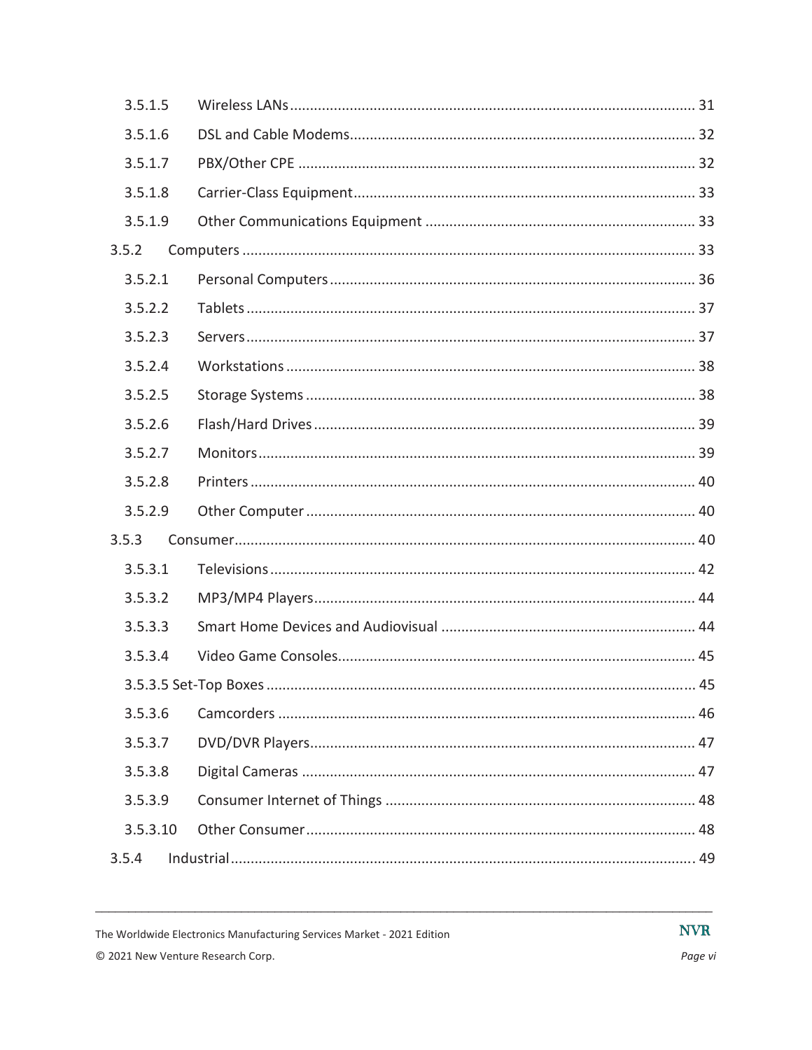3.5.1.5 Wireless LANs ........ 31

3.5.1.6 DSL and Cable Modems ........ 32

3.5.1.7 PBX/Other CPE ........ 32

3.5.1.8 Carrier-Class Equipment ........ 33

3.5.1.9 Other Communications Equipment ........ 33

3.5.2 Computers ........ 33

3.5.2.1 Personal Computers ........ 36

3.5.2.2 Tablets ........ 37

3.5.2.3 Servers ........ 37

3.5.2.4 Workstations ........ 38

3.5.2.5 Storage Systems ........ 38

3.5.2.6 Flash/Hard Drives ........ 39

3.5.2.7 Monitors ........ 39

3.5.2.8 Printers ........ 40

3.5.2.9 Other Computer ........ 40

3.5.3 Consumer ........ 40

3.5.3.1 Televisions ........ 42

3.5.3.2 MP3/MP4 Players ........ 44

3.5.3.3 Smart Home Devices and Audiovisual ........ 44

3.5.3.4 Video Game Consoles ........ 45

3.5.3.5 Set-Top Boxes ........ 45

3.5.3.6 Camcorders ........ 46

3.5.3.7 DVD/DVR Players ........ 47

3.5.3.8 Digital Cameras ........ 47

3.5.3.9 Consumer Internet of Things ........ 48

3.5.3.10 Other Consumer ........ 48

3.5.4 Industrial ........ 49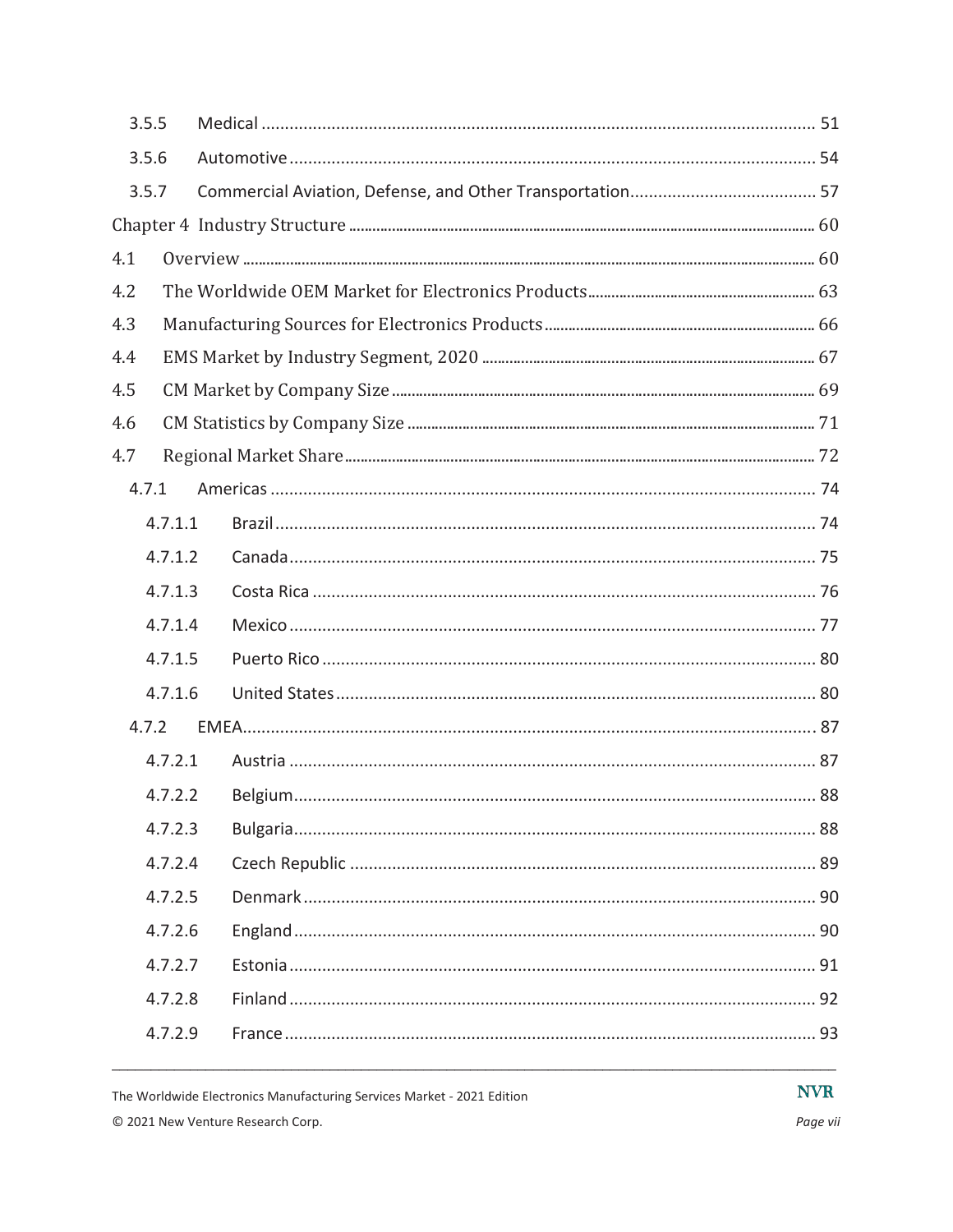3.5.5 Medical ..................................................................................................................... 51

3.5.6 Automotive ............................................................................................................... 54

3.5.7 Commercial Aviation, Defense, and Other Transportation ....................................... 57

Chapter 4 Industry Structure ................................................................................................ 60

4.1 Overview ........................................................................................................................ 60

4.2 The Worldwide OEM Market for Electronics Products ................................................ 63

4.3 Manufacturing Sources for Electronics Products .......................................................... 66

4.4 EMS Market by Industry Segment, 2020 ...................................................................... 67

4.5 CM Market by Company Size ....................................................................................... 69

4.6 CM Statistics by Company Size .................................................................................... 71

4.7 Regional Market Share .................................................................................................. 72

4.7.1 Americas ................................................................................................................... 74

4.7.1.1 Brazil ................................................................................................................... 74

4.7.1.2 Canada ................................................................................................................. 75

4.7.1.3 Costa Rica ........................................................................................................... 76

4.7.1.4 Mexico ................................................................................................................. 77

4.7.1.5 Puerto Rico .......................................................................................................... 80

4.7.1.6 United States ....................................................................................................... 80

4.7.2 EMEA ........................................................................................................................ 87

4.7.2.1 Austria ................................................................................................................. 87

4.7.2.2 Belgium ............................................................................................................... 88

4.7.2.3 Bulgaria ............................................................................................................... 88

4.7.2.4 Czech Republic ................................................................................................... 89

4.7.2.5 Denmark .............................................................................................................. 90

4.7.2.6 England ................................................................................................................ 90

4.7.2.7 Estonia ................................................................................................................. 91

4.7.2.8 Finland ................................................................................................................. 92

4.7.2.9 France .................................................................................................................. 93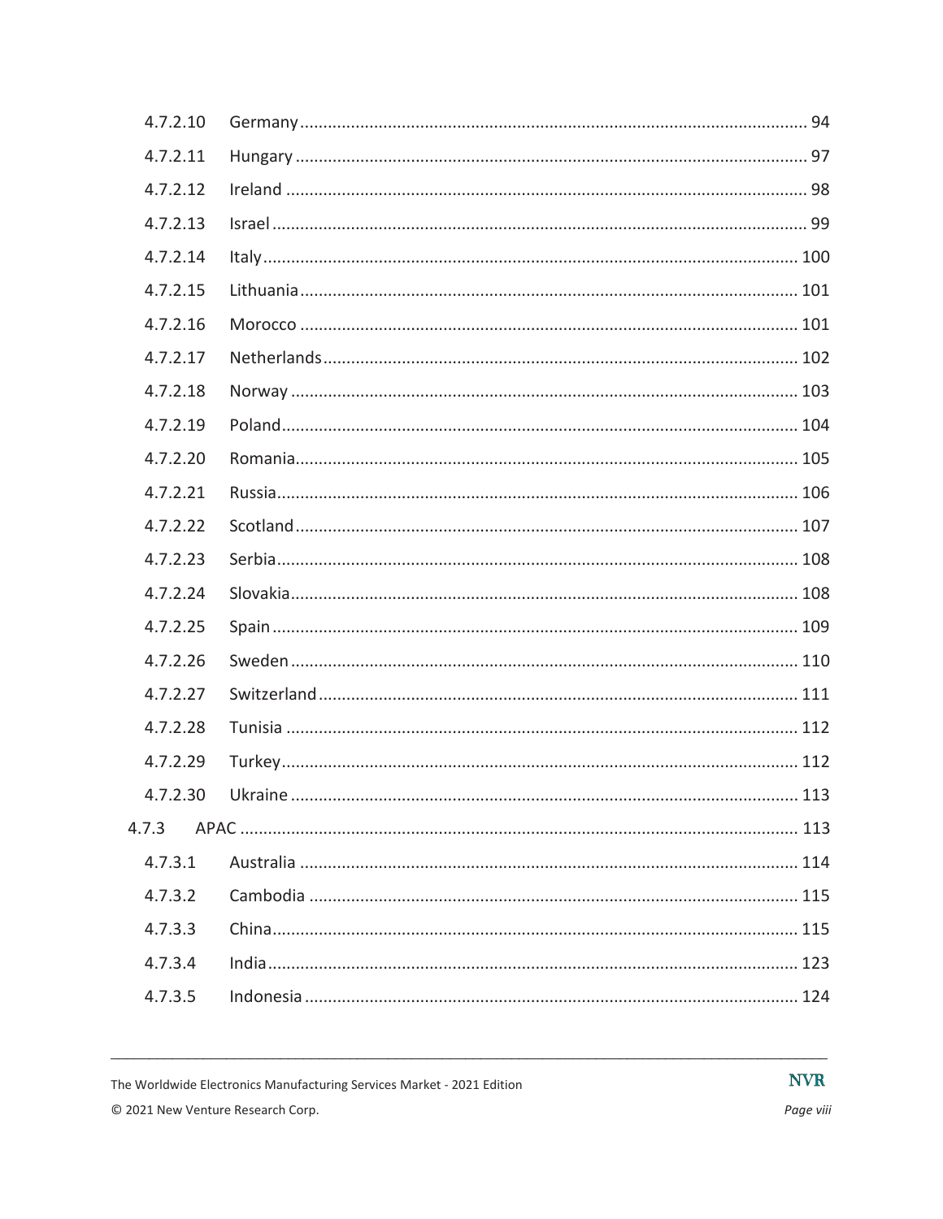4.7.2.10 Germany ........................................................ 94

4.7.2.11 Hungary ........................................................ 97

4.7.2.12 Ireland ........................................................ 98

4.7.2.13 Israel ........................................................ 99

4.7.2.14 Italy ........................................................ 100

4.7.2.15 Lithuania ........................................................ 101

4.7.2.16 Morocco ........................................................ 101

4.7.2.17 Netherlands ........................................................ 102

4.7.2.18 Norway ........................................................ 103

4.7.2.19 Poland ........................................................ 104

4.7.2.20 Romania ........................................................ 105

4.7.2.21 Russia ........................................................ 106

4.7.2.22 Scotland ........................................................ 107

4.7.2.23 Serbia ........................................................ 108

4.7.2.24 Slovakia ........................................................ 108

4.7.2.25 Spain ........................................................ 109

4.7.2.26 Sweden ........................................................ 110

4.7.2.27 Switzerland ........................................................ 111

4.7.2.28 Tunisia ........................................................ 112

4.7.2.29 Turkey ........................................................ 112

4.7.2.30 Ukraine ........................................................ 113

4.7.3 APAC ........................................................ 113

4.7.3.1 Australia ........................................................ 114

4.7.3.2 Cambodia ........................................................ 115

4.7.3.3 China ........................................................ 115

4.7.3.4 India ........................................................ 123

4.7.3.5 Indonesia ........................................................ 124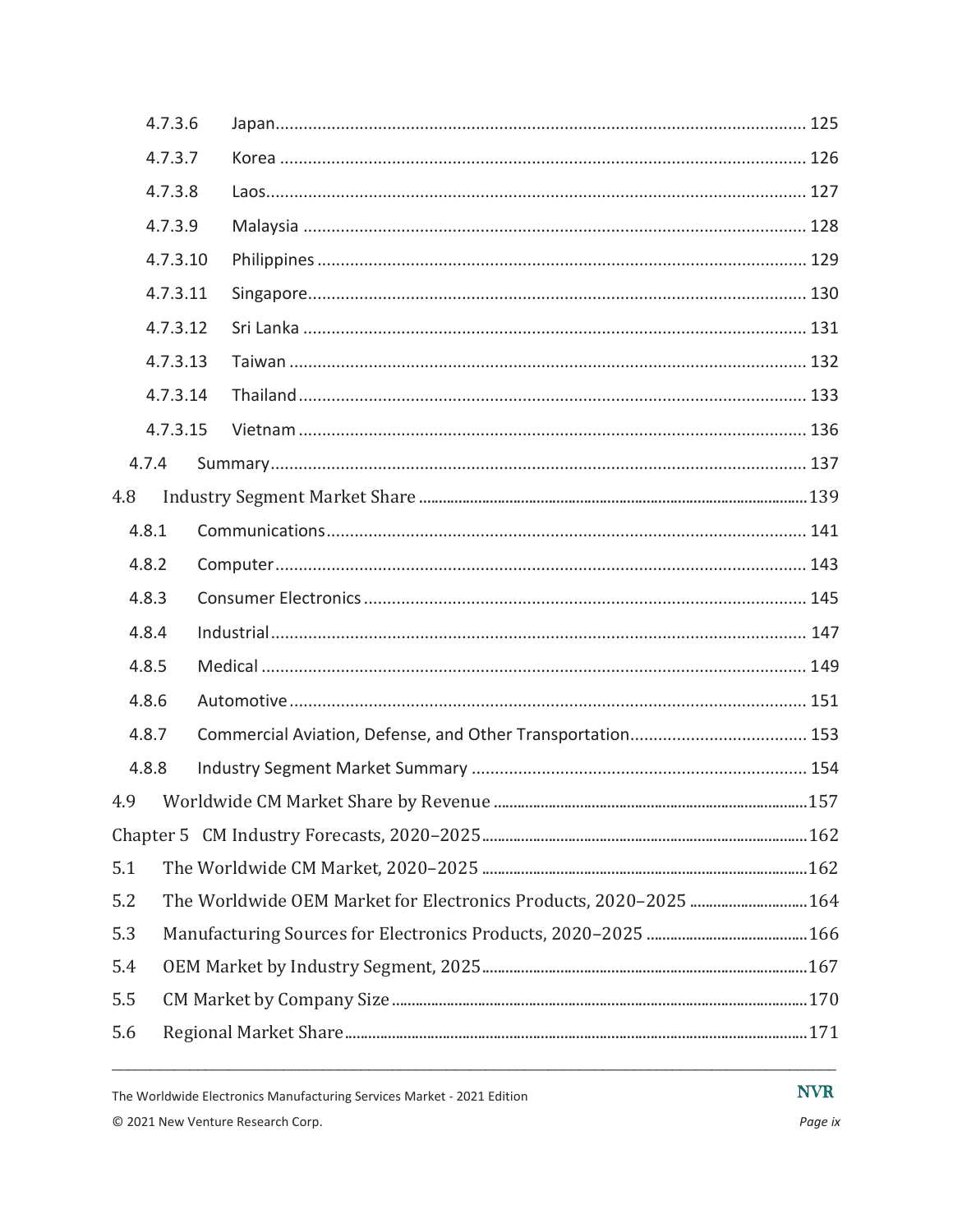4.7.3.6 Japan ..... 125

4.7.3.7 Korea ..... 126

4.7.3.8 Laos ..... 127

4.7.3.9 Malaysia ..... 128

4.7.3.10 Philippines ..... 129

4.7.3.11 Singapore ..... 130

4.7.3.12 Sri Lanka ..... 131

4.7.3.13 Taiwan ..... 132

4.7.3.14 Thailand ..... 133

4.7.3.15 Vietnam ..... 136

4.7.4 Summary ..... 137

4.8 Industry Segment Market Share ..... 139

4.8.1 Communications ..... 141

4.8.2 Computer ..... 143

4.8.3 Consumer Electronics ..... 145

4.8.4 Industrial ..... 147

4.8.5 Medical ..... 149

4.8.6 Automotive ..... 151

4.8.7 Commercial Aviation, Defense, and Other Transportation ..... 153

4.8.8 Industry Segment Market Summary ..... 154

4.9 Worldwide CM Market Share by Revenue ..... 157

Chapter 5 CM Industry Forecasts, 2020–2025 ..... 162

5.1 The Worldwide CM Market, 2020–2025 ..... 162

5.2 The Worldwide OEM Market for Electronics Products, 2020–2025 ..... 164

5.3 Manufacturing Sources for Electronics Products, 2020–2025 ..... 166

5.4 OEM Market by Industry Segment, 2025 ..... 167

5.5 CM Market by Company Size ..... 170

5.6 Regional Market Share ..... 171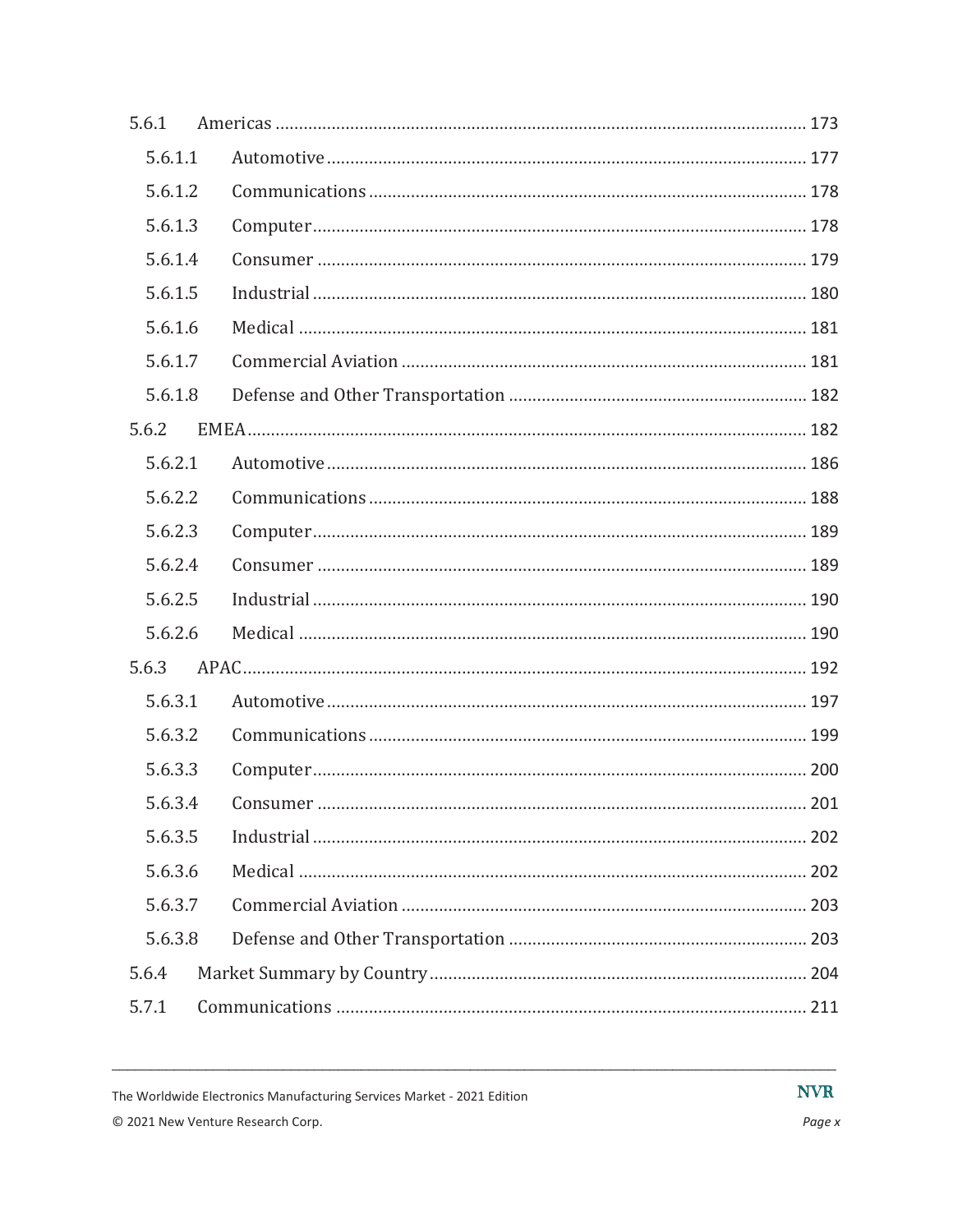5.6.1 Americas ........................................................................................................ 173

5.6.1.1 Automotive ........................................................................................... 177

5.6.1.2 Communications .................................................................................. 178

5.6.1.3 Computer .............................................................................................. 178

5.6.1.4 Consumer .............................................................................................. 179

5.6.1.5 Industrial .............................................................................................. 180

5.6.1.6 Medical ................................................................................................. 181

5.6.1.7 Commercial Aviation ............................................................................ 181

5.6.1.8 Defense and Other Transportation ..................................................... 182

5.6.2 EMEA .............................................................................................................. 182

5.6.2.1 Automotive ........................................................................................... 186

5.6.2.2 Communications .................................................................................. 188

5.6.2.3 Computer .............................................................................................. 189

5.6.2.4 Consumer .............................................................................................. 189

5.6.2.5 Industrial .............................................................................................. 190

5.6.2.6 Medical ................................................................................................. 190

5.6.3 APAC ............................................................................................................... 192

5.6.3.1 Automotive ........................................................................................... 197

5.6.3.2 Communications .................................................................................. 199

5.6.3.3 Computer .............................................................................................. 200

5.6.3.4 Consumer .............................................................................................. 201

5.6.3.5 Industrial .............................................................................................. 202

5.6.3.6 Medical ................................................................................................. 202

5.6.3.7 Commercial Aviation ............................................................................ 203

5.6.3.8 Defense and Other Transportation ..................................................... 203

5.6.4 Market Summary by Country ....................................................................... 204

5.7.1 Communications ........................................................................................... 211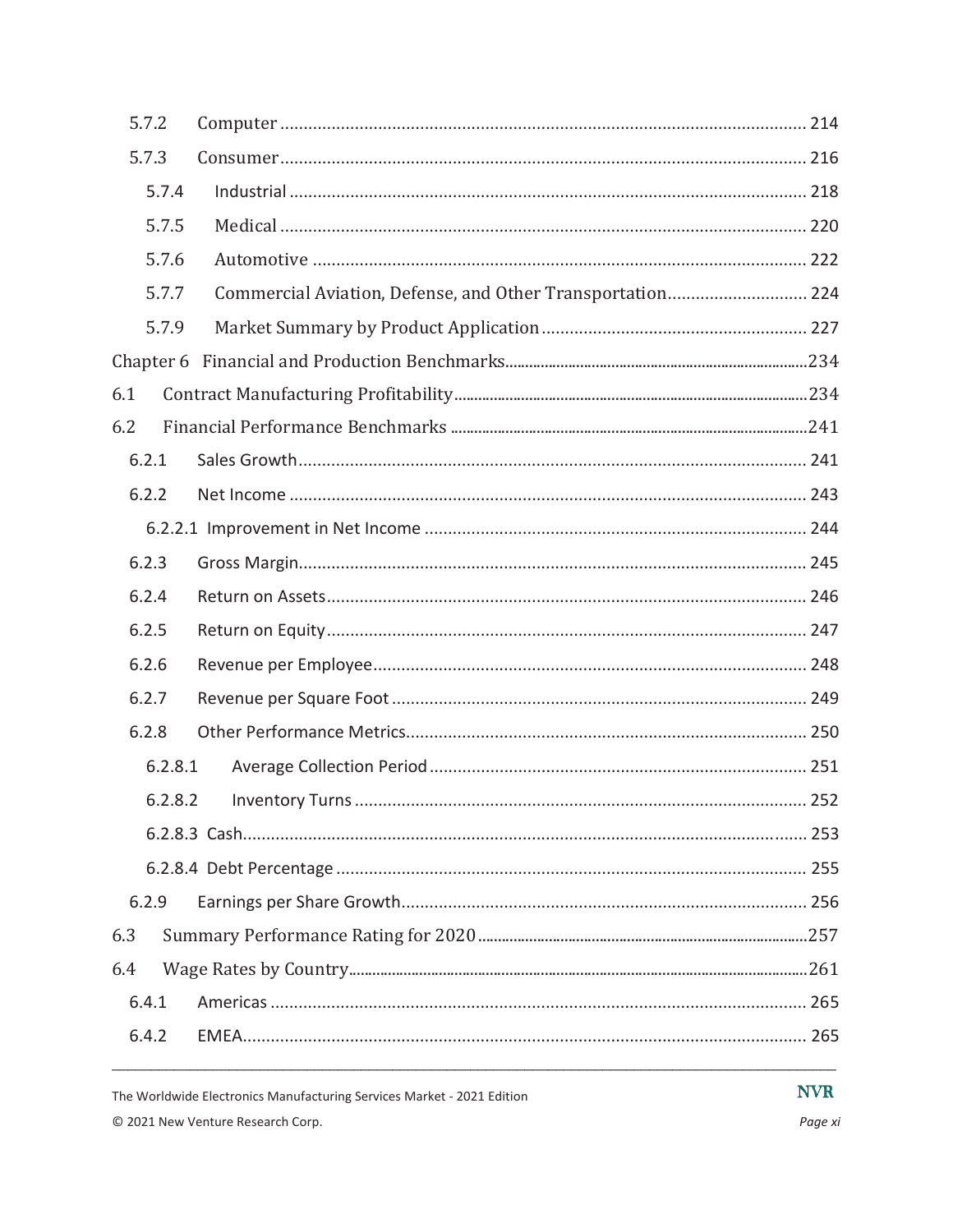5.7.2 Computer ........................................................................................................ 214

5.7.3 Consumer ........................................................................................................ 216

5.7.4 Industrial ........................................................................................................ 218

5.7.5 Medical ........................................................................................................ 220

5.7.6 Automotive ........................................................................................................ 222

5.7.7 Commercial Aviation, Defense, and Other Transportation ........................................ 224

5.7.9 Market Summary by Product Application ........................................................ 227

Chapter 6 Financial and Production Benchmarks ........................................................ 234

6.1 Contract Manufacturing Profitability ........................................................................ 234

6.2 Financial Performance Benchmarks ........................................................................ 241

6.2.1 Sales Growth ........................................................................................................ 241

6.2.2 Net Income ........................................................................................................ 243

6.2.2.1 Improvement in Net Income ........................................................................ 244

6.2.3 Gross Margin ........................................................................................................ 245

6.2.4 Return on Assets ........................................................................................................ 246

6.2.5 Return on Equity ........................................................................................................ 247

6.2.6 Revenue per Employee ........................................................................................ 248

6.2.7 Revenue per Square Foot ........................................................................................ 249

6.2.8 Other Performance Metrics ........................................................................................ 250

6.2.8.1 Average Collection Period ........................................................................ 251

6.2.8.2 Inventory Turns ........................................................................................ 252

6.2.8.3 Cash ........................................................................................................ 253

6.2.8.4 Debt Percentage ........................................................................................ 255

6.2.9 Earnings per Share Growth ........................................................................................ 256

6.3 Summary Performance Rating for 2020 ........................................................................ 257

6.4 Wage Rates by Country ........................................................................................ 261

6.4.1 Americas ........................................................................................................ 265

6.4.2 EMEA ........................................................................................................ 265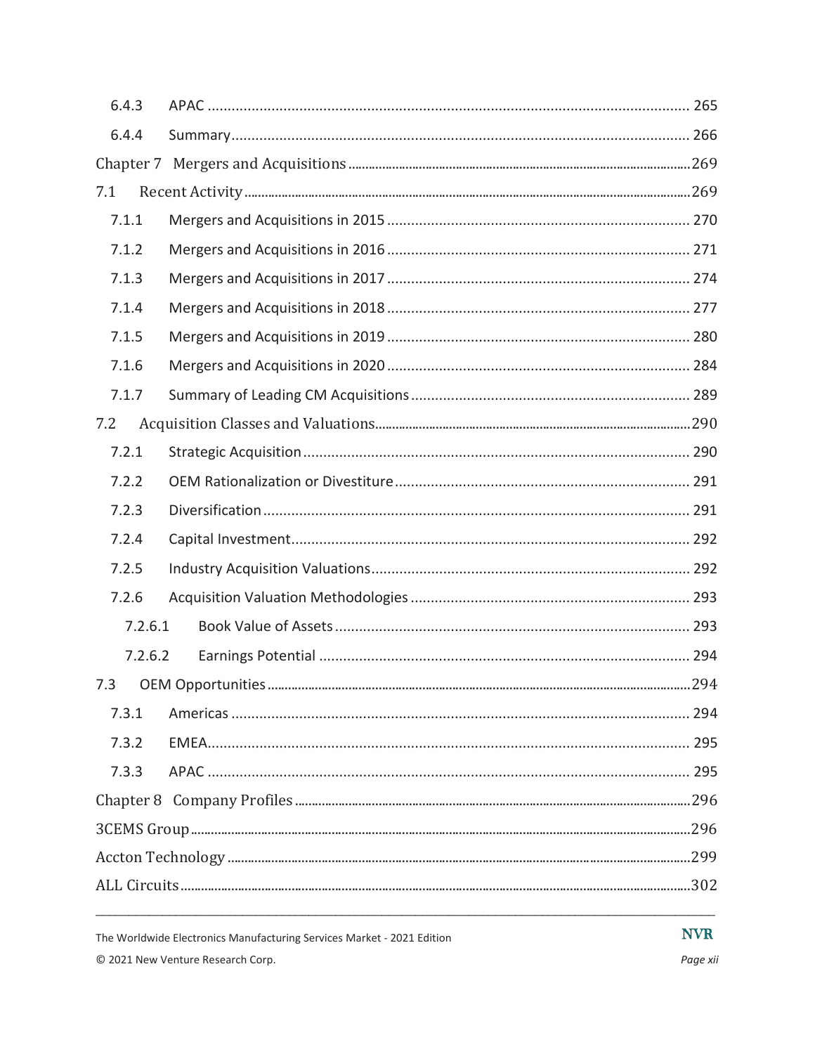6.4.3 APAC ........................................................................................................................ 265

6.4.4 Summary .................................................................................................................. 266

Chapter 7 Mergers and Acquisitions .......................................................................................................269

7.1 Recent Activity ..............................................................................................................................269

7.1.1 Mergers and Acquisitions in 2015 ........................................................................... 270

7.1.2 Mergers and Acquisitions in 2016 ........................................................................... 271

7.1.3 Mergers and Acquisitions in 2017 ........................................................................... 274

7.1.4 Mergers and Acquisitions in 2018 ........................................................................... 277

7.1.5 Mergers and Acquisitions in 2019 ........................................................................... 280

7.1.6 Mergers and Acquisitions in 2020 ........................................................................... 284

7.1.7 Summary of Leading CM Acquisitions ..................................................................... 289

7.2 Acquisition Classes and Valuations...............................................................................................290

7.2.1 Strategic Acquisition ................................................................................................ 290

7.2.2 OEM Rationalization or Divestiture ......................................................................... 291

7.2.3 Diversification ......................................................................................................... 291

7.2.4 Capital Investment................................................................................................... 292

7.2.5 Industry Acquisition Valuations ............................................................................... 292

7.2.6 Acquisition Valuation Methodologies ...................................................................... 293

7.2.6.1 Book Value of Assets ........................................................................................ 293

7.2.6.2 Earnings Potential ............................................................................................ 294

7.3 OEM Opportunities ......................................................................................................................294

7.3.1 Americas .................................................................................................................. 294

7.3.2 EMEA........................................................................................................................ 295

7.3.3 APAC ........................................................................................................................ 295

Chapter 8 Company Profiles ....................................................................................................................296

3CEMS Group ..........................................................................................................................................296

Accton Technology ..................................................................................................................................299

ALL Circuits ..............................................................................................................................................302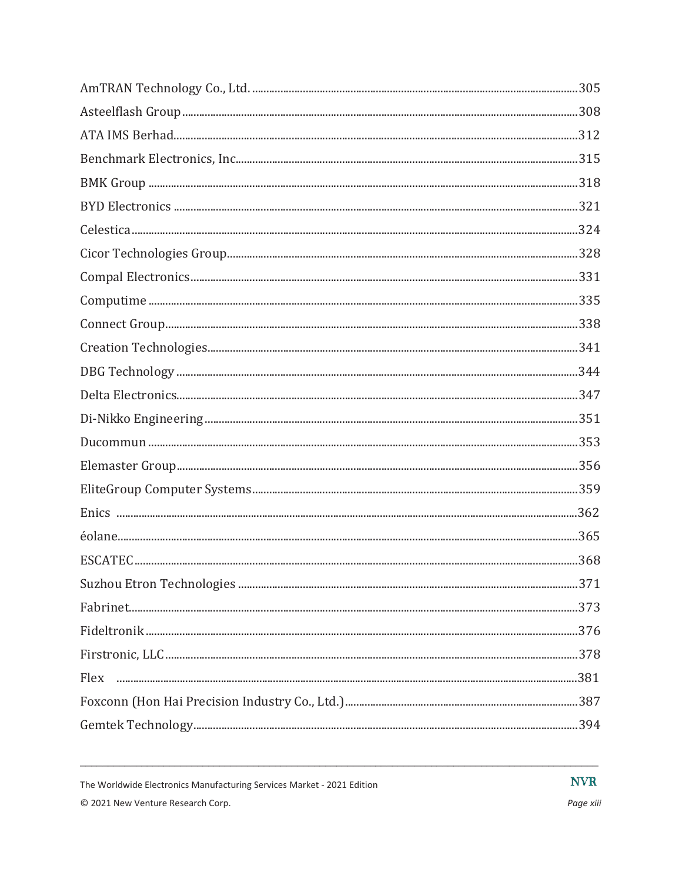AmTRAN Technology Co., Ltd. ..........305
Asteelflash Group ..........308
ATA IMS Berhad ..........312
Benchmark Electronics, Inc. ..........315
BMK Group ..........318
BYD Electronics ..........321
Celestica ..........324
Cicor Technologies Group ..........328
Compal Electronics ..........331
Computime ..........335
Connect Group ..........338
Creation Technologies ..........341
DBG Technology ..........344
Delta Electronics ..........347
Di-Nikko Engineering ..........351
Ducommun ..........353
Elemaster Group ..........356
EliteGroup Computer Systems ..........359
Enics ..........362
éolane ..........365
ESCATEC ..........368
Suzhou Etron Technologies ..........371
Fabrinet ..........373
Fideltronik ..........376
Firstronic, LLC ..........378
Flex ..........381
Foxconn (Hon Hai Precision Industry Co., Ltd.) ..........387
Gemtek Technology ..........394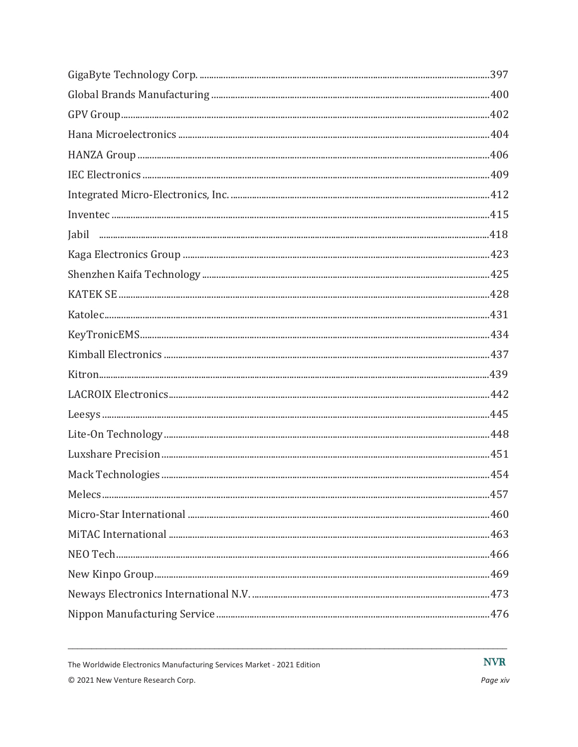GigaByte Technology Corp. ........................................................................................................................397

Global Brands Manufacturing ...................................................................................................................400

GPV Group...................................................................................................................................................402

Hana Microelectronics ................................................................................................................................404

HANZA Group ..............................................................................................................................................406

IEC Electronics .............................................................................................................................................409

Integrated Micro-Electronics, Inc. ..........................................................................................................412

Inventec ..........................................................................................................................................................415

Jabil ..................................................................................................................................................................418

Kaga Electronics Group ..............................................................................................................................423

Shenzhen Kaifa Technology ......................................................................................................................425

KATEK SE .......................................................................................................................................................428

Katolec............................................................................................................................................................431

KeyTronicEMS...............................................................................................................................................434

Kimball Electronics .....................................................................................................................................437

Kitron..............................................................................................................................................................439

LACROIX Electronics...................................................................................................................................442

Leesys .............................................................................................................................................................445

Lite-On Technology .....................................................................................................................................448

Luxshare Precision ......................................................................................................................................451

Mack Technologies ......................................................................................................................................454

Melecs .............................................................................................................................................................457

Micro-Star International ...........................................................................................................................460

MiTAC International ...................................................................................................................................463

NEO Tech........................................................................................................................................................466

New Kinpo Group.........................................................................................................................................469

Neways Electronics International N.V. ..................................................................................................473

Nippon Manufacturing Service ................................................................................................................476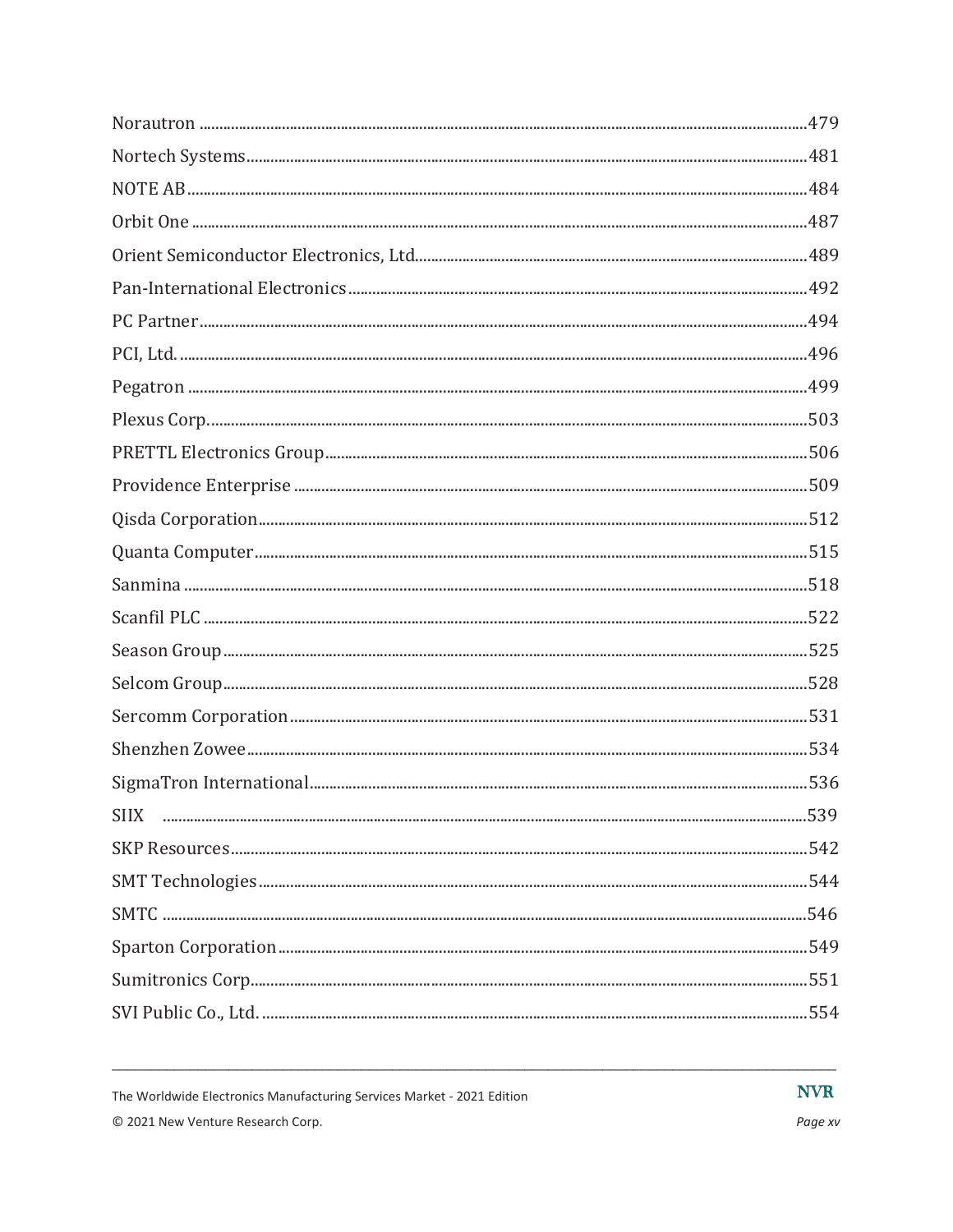Norautron ....................................................................................................................................................479
Nortech Systems..............................................................................................................................................481
NOTE AB............................................................................................................................................................484
Orbit One ..........................................................................................................................................................487
Orient Semiconductor Electronics, Ltd..................................................................................................489
Pan-International Electronics...................................................................................................................492
PC Partner.........................................................................................................................................................494
PCI, Ltd. .............................................................................................................................................................496
Pegatron ............................................................................................................................................................499
Plexus Corp.......................................................................................................................................................503
PRETTL Electronics Group..........................................................................................................................506
Providence Enterprise ..................................................................................................................................509
Qisda Corporation..........................................................................................................................................512
Quanta Computer...........................................................................................................................................515
Sanmina .............................................................................................................................................................518
Scanfil PLC ........................................................................................................................................................522
Season Group...................................................................................................................................................525
Selcom Group...................................................................................................................................................528
Sercomm Corporation..................................................................................................................................531
Shenzhen Zowee.............................................................................................................................................534
SigmaTron International.............................................................................................................................536
SIIX ....................................................................................................................................................................539
SKP Resources.................................................................................................................................................542
SMT Technologies..........................................................................................................................................544
SMTC ...................................................................................................................................................................546
Sparton Corporation......................................................................................................................................549
Sumitronics Corp............................................................................................................................................551
SVI Public Co., Ltd. .........................................................................................................................................554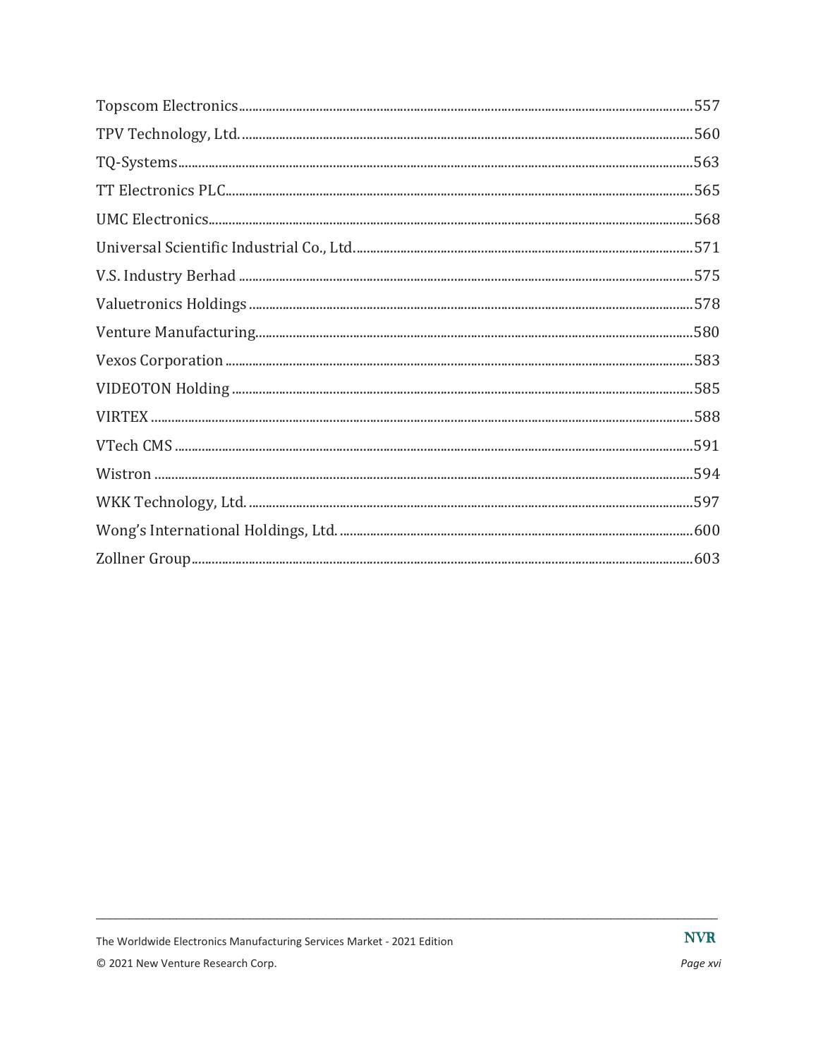Topscom Electronics.....557
TPV Technology, Ltd.....560
TQ-Systems.....563
TT Electronics PLC.....565
UMC Electronics.....568
Universal Scientific Industrial Co., Ltd.....571
V.S. Industry Berhad.....575
Valuetronics Holdings.....578
Venture Manufacturing.....580
Vexos Corporation.....583
VIDEOTON Holding.....585
VIRTEX.....588
VTech CMS.....591
Wistron.....594
WKK Technology, Ltd.....597
Wong's International Holdings, Ltd.....600
Zollner Group.....603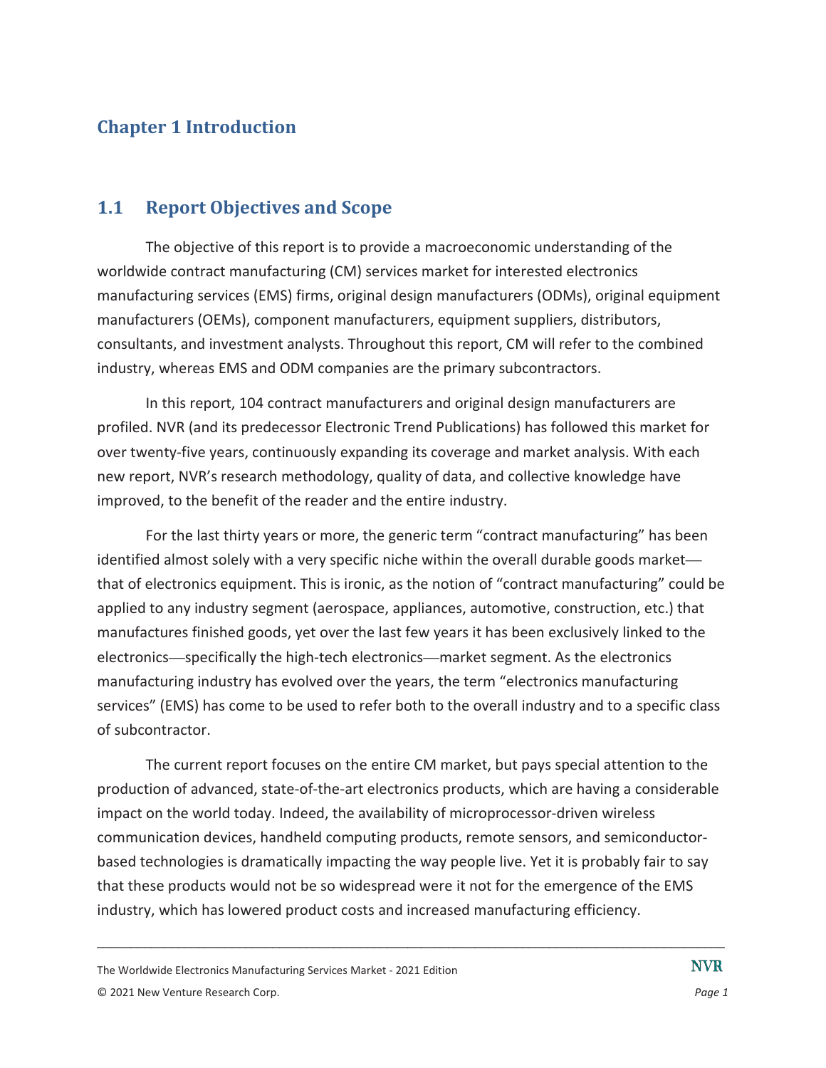# Chapter 1 Introduction

## 1.1 Report Objectives and Scope

The objective of this report is to provide a macroeconomic understanding of the worldwide contract manufacturing (CM) services market for interested electronics manufacturing services (EMS) firms, original design manufacturers (ODMs), original equipment manufacturers (OEMs), component manufacturers, equipment suppliers, distributors, consultants, and investment analysts. Throughout this report, CM will refer to the combined industry, whereas EMS and ODM companies are the primary subcontractors.

In this report, 104 contract manufacturers and original design manufacturers are profiled. NVR (and its predecessor Electronic Trend Publications) has followed this market for over twenty-five years, continuously expanding its coverage and market analysis. With each new report, NVR's research methodology, quality of data, and collective knowledge have improved, to the benefit of the reader and the entire industry.

For the last thirty years or more, the generic term "contract manufacturing" has been identified almost solely with a very specific niche within the overall durable goods market—that of electronics equipment. This is ironic, as the notion of "contract manufacturing" could be applied to any industry segment (aerospace, appliances, automotive, construction, etc.) that manufactures finished goods, yet over the last few years it has been exclusively linked to the electronics—specifically the high-tech electronics—market segment. As the electronics manufacturing industry has evolved over the years, the term "electronics manufacturing services" (EMS) has come to be used to refer both to the overall industry and to a specific class of subcontractor.

The current report focuses on the entire CM market, but pays special attention to the production of advanced, state-of-the-art electronics products, which are having a considerable impact on the world today. Indeed, the availability of microprocessor-driven wireless communication devices, handheld computing products, remote sensors, and semiconductor-based technologies is dramatically impacting the way people live. Yet it is probably fair to say that these products would not be so widespread were it not for the emergence of the EMS industry, which has lowered product costs and increased manufacturing efficiency.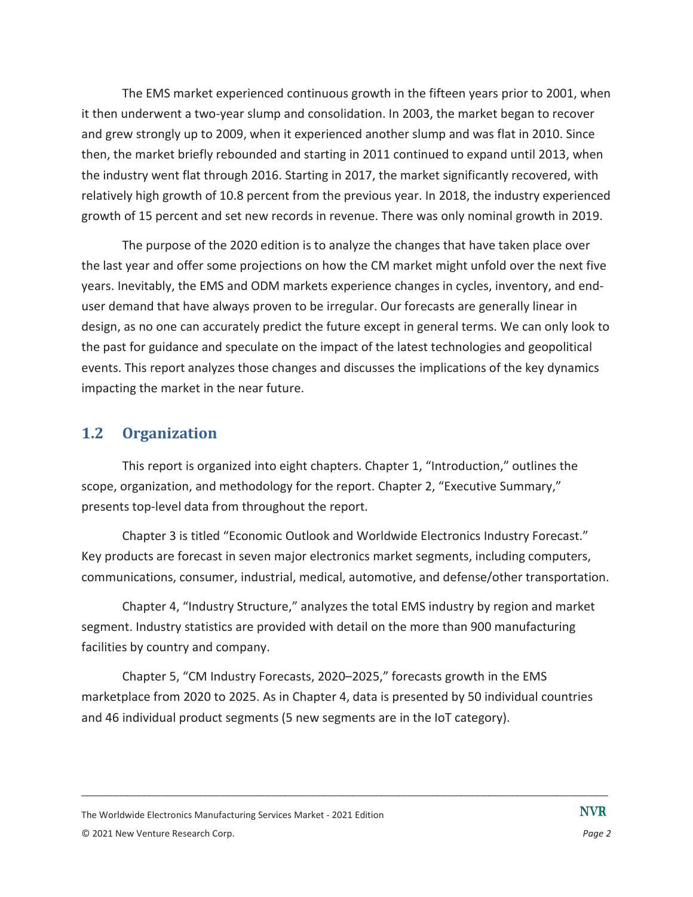The EMS market experienced continuous growth in the fifteen years prior to 2001, when it then underwent a two-year slump and consolidation. In 2003, the market began to recover and grew strongly up to 2009, when it experienced another slump and was flat in 2010. Since then, the market briefly rebounded and starting in 2011 continued to expand until 2013, when the industry went flat through 2016. Starting in 2017, the market significantly recovered, with relatively high growth of 10.8 percent from the previous year. In 2018, the industry experienced growth of 15 percent and set new records in revenue. There was only nominal growth in 2019.

The purpose of the 2020 edition is to analyze the changes that have taken place over the last year and offer some projections on how the CM market might unfold over the next five years. Inevitably, the EMS and ODM markets experience changes in cycles, inventory, and end-user demand that have always proven to be irregular. Our forecasts are generally linear in design, as no one can accurately predict the future except in general terms. We can only look to the past for guidance and speculate on the impact of the latest technologies and geopolitical events. This report analyzes those changes and discusses the implications of the key dynamics impacting the market in the near future.

## 1.2 Organization

This report is organized into eight chapters. Chapter 1, "Introduction," outlines the scope, organization, and methodology for the report. Chapter 2, "Executive Summary," presents top-level data from throughout the report.

Chapter 3 is titled "Economic Outlook and Worldwide Electronics Industry Forecast." Key products are forecast in seven major electronics market segments, including computers, communications, consumer, industrial, medical, automotive, and defense/other transportation.

Chapter 4, "Industry Structure," analyzes the total EMS industry by region and market segment. Industry statistics are provided with detail on the more than 900 manufacturing facilities by country and company.

Chapter 5, "CM Industry Forecasts, 2020–2025," forecasts growth in the EMS marketplace from 2020 to 2025. As in Chapter 4, data is presented by 50 individual countries and 46 individual product segments (5 new segments are in the IoT category).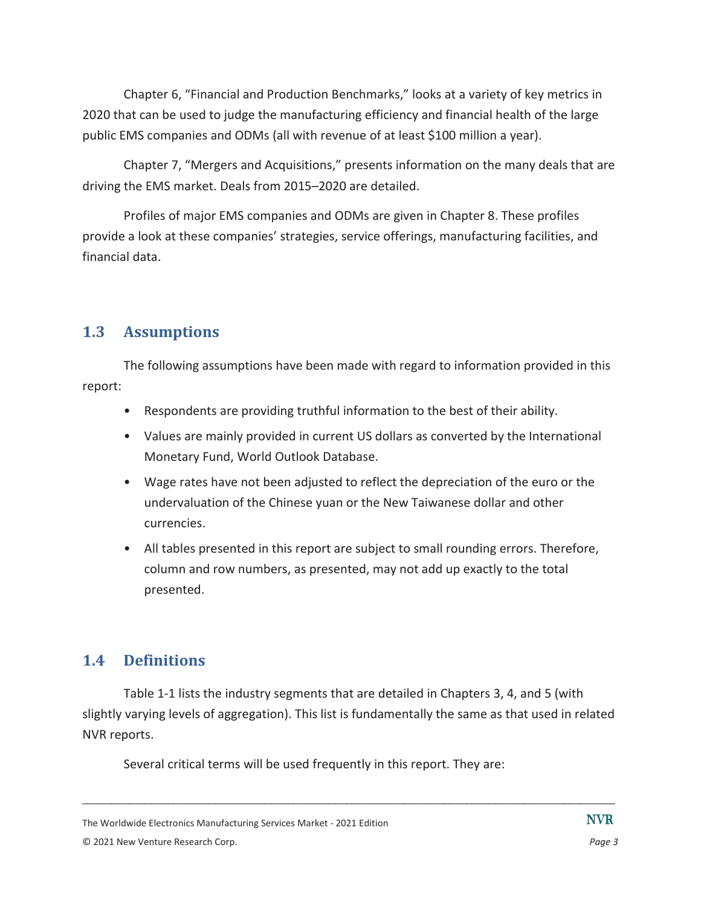Chapter 6, "Financial and Production Benchmarks," looks at a variety of key metrics in 2020 that can be used to judge the manufacturing efficiency and financial health of the large public EMS companies and ODMs (all with revenue of at least $100 million a year).

Chapter 7, "Mergers and Acquisitions," presents information on the many deals that are driving the EMS market. Deals from 2015–2020 are detailed.

Profiles of major EMS companies and ODMs are given in Chapter 8. These profiles provide a look at these companies' strategies, service offerings, manufacturing facilities, and financial data.

## 1.3 Assumptions

The following assumptions have been made with regard to information provided in this report:

- Respondents are providing truthful information to the best of their ability.
- Values are mainly provided in current US dollars as converted by the International Monetary Fund, World Outlook Database.
- Wage rates have not been adjusted to reflect the depreciation of the euro or the undervaluation of the Chinese yuan or the New Taiwanese dollar and other currencies.
- All tables presented in this report are subject to small rounding errors. Therefore, column and row numbers, as presented, may not add up exactly to the total presented.

## 1.4 Definitions

Table 1-1 lists the industry segments that are detailed in Chapters 3, 4, and 5 (with slightly varying levels of aggregation). This list is fundamentally the same as that used in related NVR reports.

Several critical terms will be used frequently in this report. They are: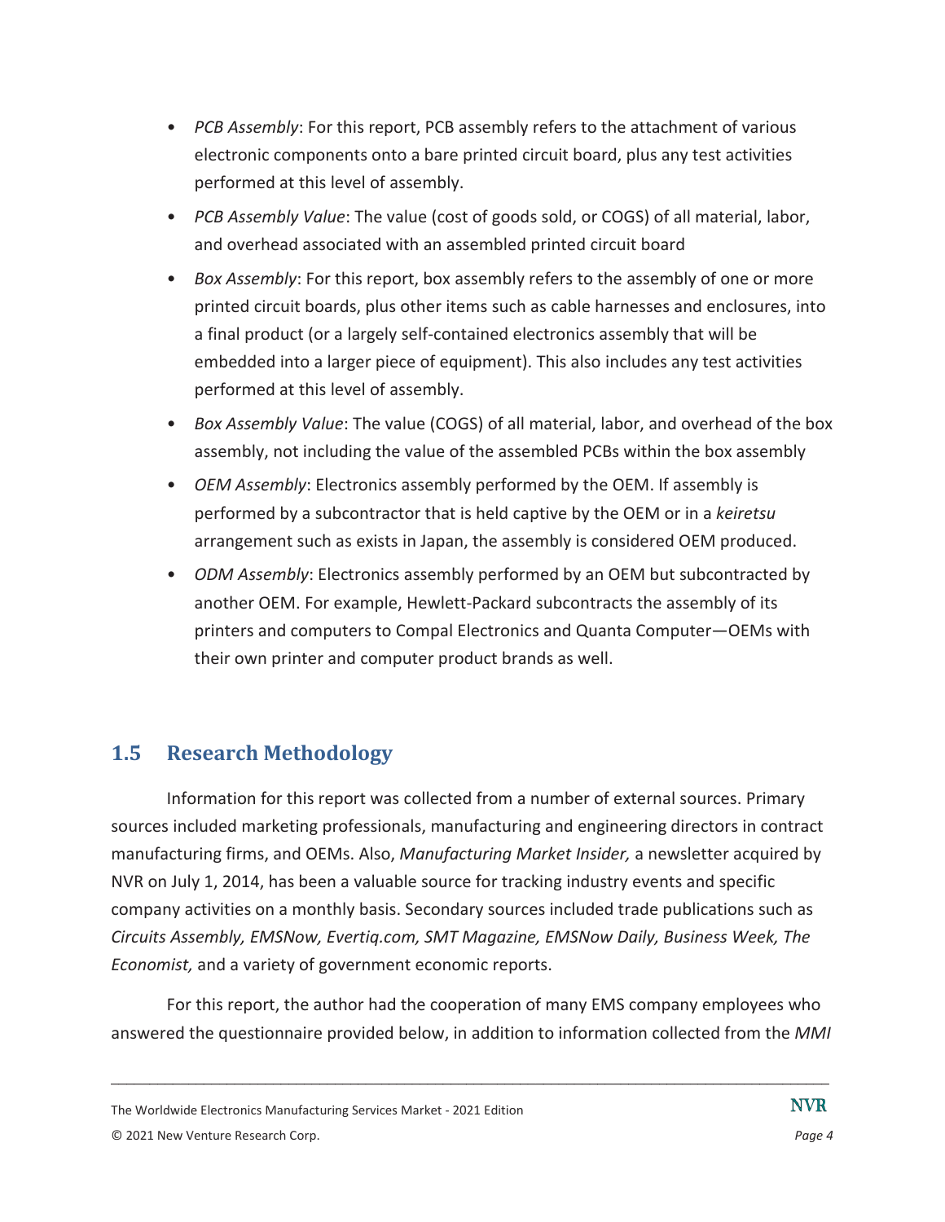- *PCB Assembly*: For this report, PCB assembly refers to the attachment of various electronic components onto a bare printed circuit board, plus any test activities performed at this level of assembly.
- *PCB Assembly Value*: The value (cost of goods sold, or COGS) of all material, labor, and overhead associated with an assembled printed circuit board
- *Box Assembly*: For this report, box assembly refers to the assembly of one or more printed circuit boards, plus other items such as cable harnesses and enclosures, into a final product (or a largely self-contained electronics assembly that will be embedded into a larger piece of equipment). This also includes any test activities performed at this level of assembly.
- *Box Assembly Value*: The value (COGS) of all material, labor, and overhead of the box assembly, not including the value of the assembled PCBs within the box assembly
- *OEM Assembly*: Electronics assembly performed by the OEM. If assembly is performed by a subcontractor that is held captive by the OEM or in a *keiretsu* arrangement such as exists in Japan, the assembly is considered OEM produced.
- *ODM Assembly*: Electronics assembly performed by an OEM but subcontracted by another OEM. For example, Hewlett-Packard subcontracts the assembly of its printers and computers to Compal Electronics and Quanta Computer—OEMs with their own printer and computer product brands as well.

## 1.5 Research Methodology

Information for this report was collected from a number of external sources. Primary sources included marketing professionals, manufacturing and engineering directors in contract manufacturing firms, and OEMs. Also, *Manufacturing Market Insider,* a newsletter acquired by NVR on July 1, 2014, has been a valuable source for tracking industry events and specific company activities on a monthly basis. Secondary sources included trade publications such as *Circuits Assembly, EMSNow, Evertiq.com, SMT Magazine, EMSNow Daily, Business Week, The Economist,* and a variety of government economic reports.

For this report, the author had the cooperation of many EMS company employees who answered the questionnaire provided below, in addition to information collected from the *MMI*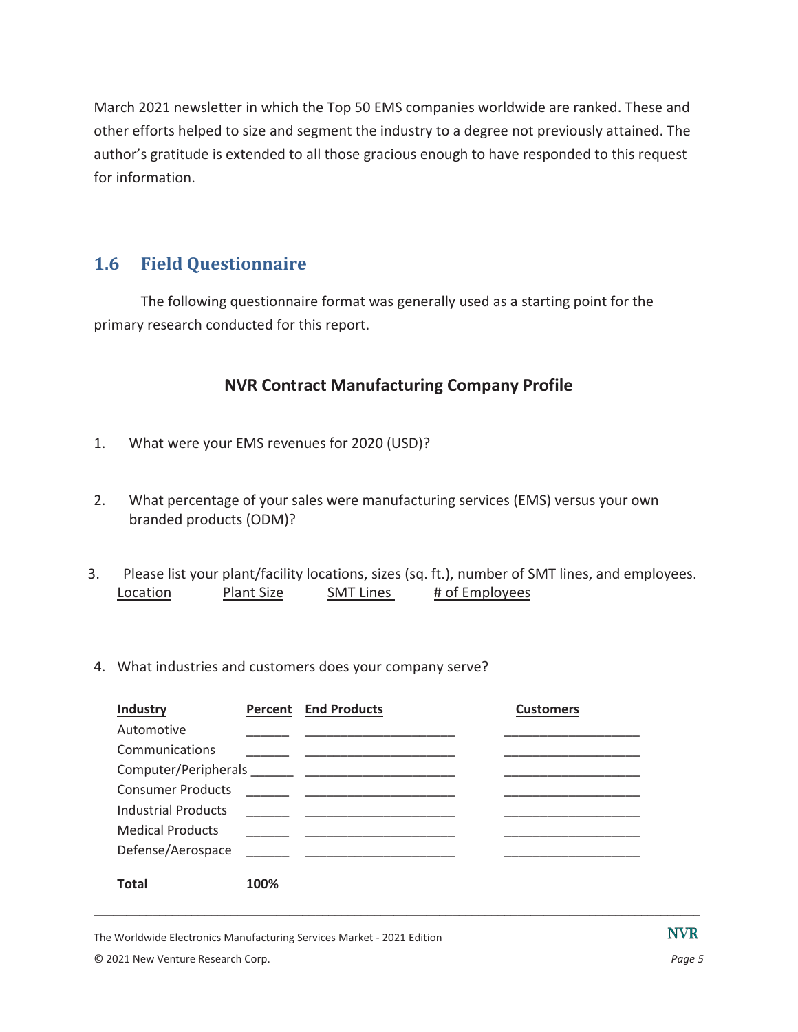March 2021 newsletter in which the Top 50 EMS companies worldwide are ranked. These and other efforts helped to size and segment the industry to a degree not previously attained. The author's gratitude is extended to all those gracious enough to have responded to this request for information.

## 1.6 Field Questionnaire

The following questionnaire format was generally used as a starting point for the primary research conducted for this report.

### NVR Contract Manufacturing Company Profile

1. What were your EMS revenues for 2020 (USD)?

2. What percentage of your sales were manufacturing services (EMS) versus your own branded products (ODM)?

3. Please list your plant/facility locations, sizes (sq. ft.), number of SMT lines, and employees.

| Location | Plant Size | SMT Lines | # of Employees |
|---|---|---|---|

4. What industries and customers does your company serve?

| Industry | Percent | End Products | Customers |
|---|---|---|---|
| Automotive | ______ | ______________________ | ____________________ |
| Communications | ______ | ______________________ | ____________________ |
| Computer/Peripherals | ______ | ______________________ | ____________________ |
| Consumer Products | ______ | ______________________ | ____________________ |
| Industrial Products | ______ | ______________________ | ____________________ |
| Medical Products | ______ | ______________________ | ____________________ |
| Defense/Aerospace | ______ | ______________________ | ____________________ |
| **Total** | **100%** | | |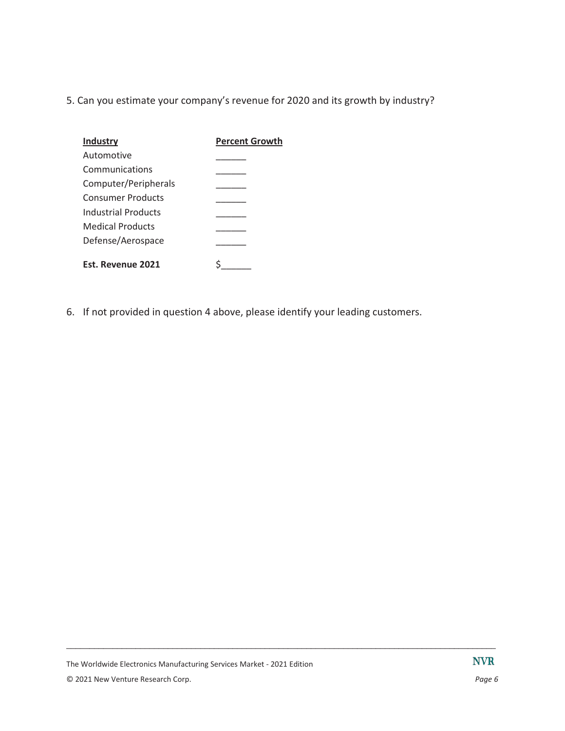5. Can you estimate your company's revenue for 2020 and its growth by industry?

| Industry | Percent Growth |
|---|---|
| Automotive | ______ |
| Communications | ______ |
| Computer/Peripherals | ______ |
| Consumer Products | ______ |
| Industrial Products | ______ |
| Medical Products | ______ |
| Defense/Aerospace | ______ |
| **Est. Revenue 2021** | $______ |

6. If not provided in question 4 above, please identify your leading customers.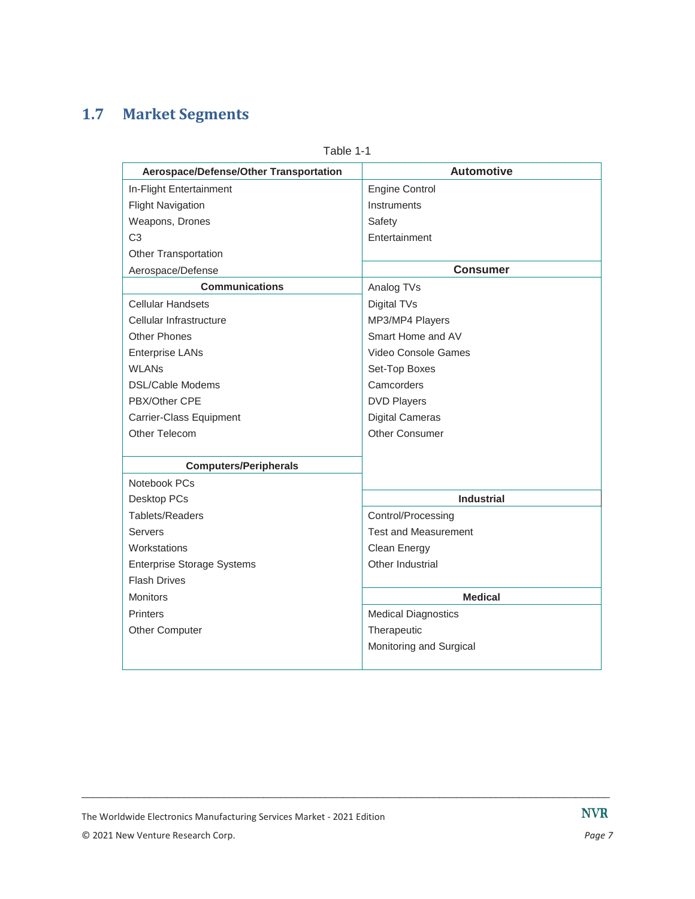## 1.7 Market Segments

Table 1-1

| Aerospace/Defense/Other Transportation | Automotive |
|---|---|
| In-Flight Entertainment | Engine Control |
| Flight Navigation | Instruments |
| Weapons, Drones | Safety |
| C3 | Entertainment |
| Other Transportation | |
| Aerospace/Defense | **Consumer** |
| **Communications** | Analog TVs |
| Cellular Handsets | Digital TVs |
| Cellular Infrastructure | MP3/MP4 Players |
| Other Phones | Smart Home and AV |
| Enterprise LANs | Video Console Games |
| WLANs | Set-Top Boxes |
| DSL/Cable Modems | Camcorders |
| PBX/Other CPE | DVD Players |
| Carrier-Class Equipment | Digital Cameras |
| Other Telecom | Other Consumer |
| **Computers/Peripherals** | |
| Notebook PCs | |
| Desktop PCs | **Industrial** |
| Tablets/Readers | Control/Processing |
| Servers | Test and Measurement |
| Workstations | Clean Energy |
| Enterprise Storage Systems | Other Industrial |
| Flash Drives | |
| Monitors | **Medical** |
| Printers | Medical Diagnostics |
| Other Computer | Therapeutic |
| | Monitoring and Surgical |